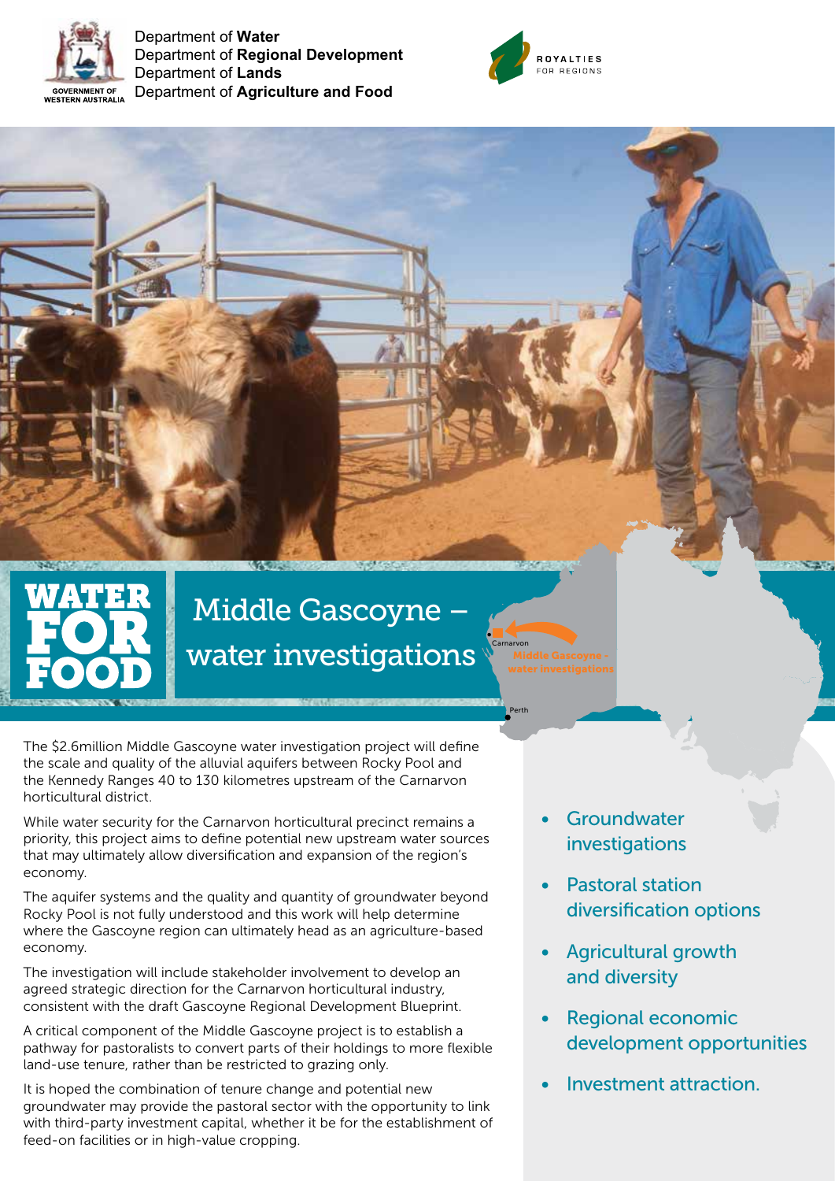Department of **Water**
Department of **Regional Development**
Department of **Lands**
Department of **Agriculture and Food**

ROYALTIES FOR REGIONS

# WATER FOR FOOD

# Middle Gascoyne – water investigations

Carnarvon

Middle Gascoyne - water investigations

Perth

The $2.6million Middle Gascoyne water investigation project will define the scale and quality of the alluvial aquifers between Rocky Pool and the Kennedy Ranges 40 to 130 kilometres upstream of the Carnarvon horticultural district.

While water security for the Carnarvon horticultural precinct remains a priority, this project aims to define potential new upstream water sources that may ultimately allow diversification and expansion of the region's economy.

The aquifer systems and the quality and quantity of groundwater beyond Rocky Pool is not fully understood and this work will help determine where the Gascoyne region can ultimately head as an agriculture-based economy.

The investigation will include stakeholder involvement to develop an agreed strategic direction for the Carnarvon horticultural industry, consistent with the draft Gascoyne Regional Development Blueprint.

A critical component of the Middle Gascoyne project is to establish a pathway for pastoralists to convert parts of their holdings to more flexible land-use tenure, rather than be restricted to grazing only.

It is hoped the combination of tenure change and potential new groundwater may provide the pastoral sector with the opportunity to link with third-party investment capital, whether it be for the establishment of feed-on facilities or in high-value cropping.

- Groundwater investigations
- Pastoral station diversification options
- Agricultural growth and diversity
- Regional economic development opportunities
- Investment attraction.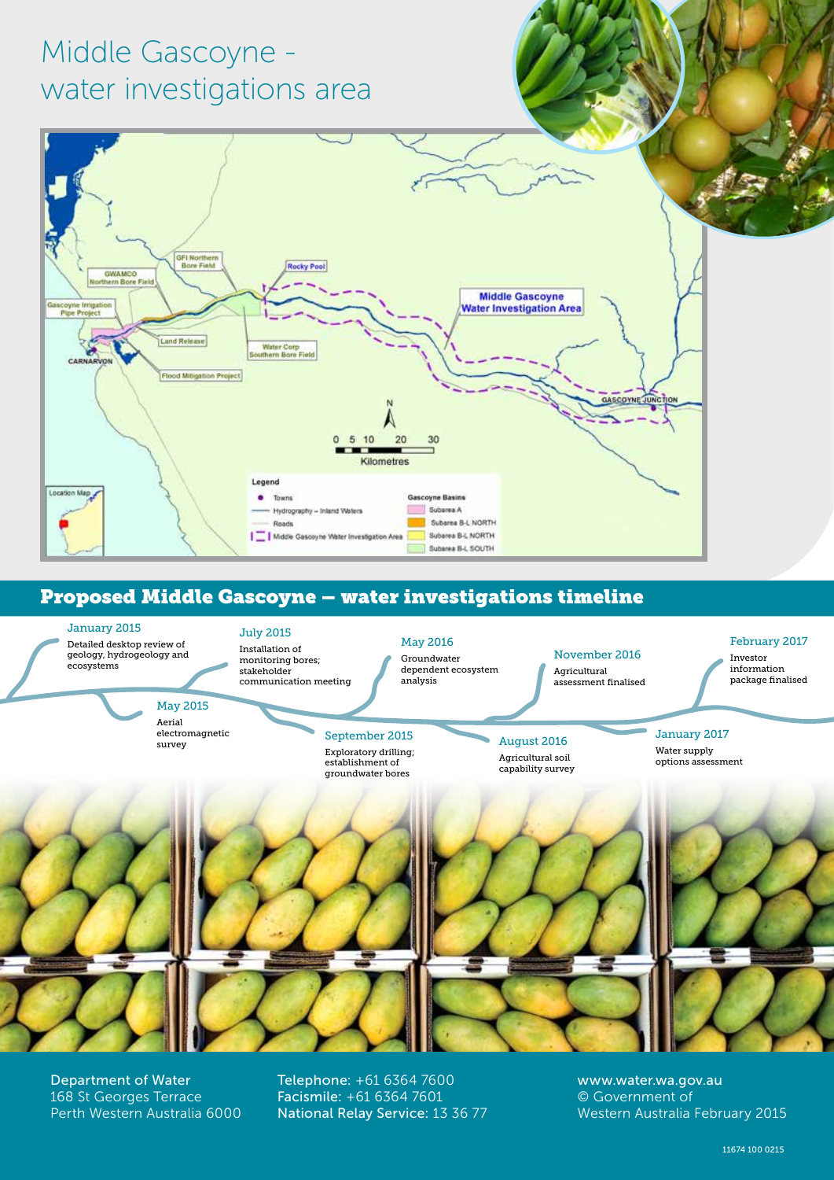# Middle Gascoyne - water investigations area

Rocky Pool

GFI Northern Bore Field

GWAMCO Northern Bore Field

Gascoyne Irrigation Pipe Project

Land Release

Water Corp Southern Bore Field

CARNARVON

Flood Mitigation Project

Middle Gascoyne Water Investigation Area

GASCOYNE JUNCTION

N

0 5 10 20 30

Kilometres

Location Map

Legend

Towns

Hydrography – Inland Waters

Roads

Middle Gascoyne Water Investigation Area

Gascoyne Basins

Subarea A

Subarea B-L NORTH

Subarea B-L NORTH

Subarea B-L SOUTH

## Proposed Middle Gascoyne – water investigations timeline

- **January 2015** – Detailed desktop review of geology, hydrogeology and ecosystems
- **May 2015** – Aerial electromagnetic survey
- **July 2015** – Installation of monitoring bores; stakeholder communication meeting
- **September 2015** – Exploratory drilling; establishment of groundwater bores
- **May 2016** – Groundwater dependent ecosystem analysis
- **August 2016** – Agricultural soil capability survey
- **November 2016** – Agricultural assessment finalised
- **January 2017** – Water supply options assessment
- **February 2017** – Investor information package finalised

Department of Water
168 St Georges Terrace
Perth Western Australia 6000

**Telephone:** +61 6364 7600
**Facisimile:** +61 6364 7601
**National Relay Service:** 13 36 77

www.water.wa.gov.au
© Government of
Western Australia February 2015

11674 100 0215